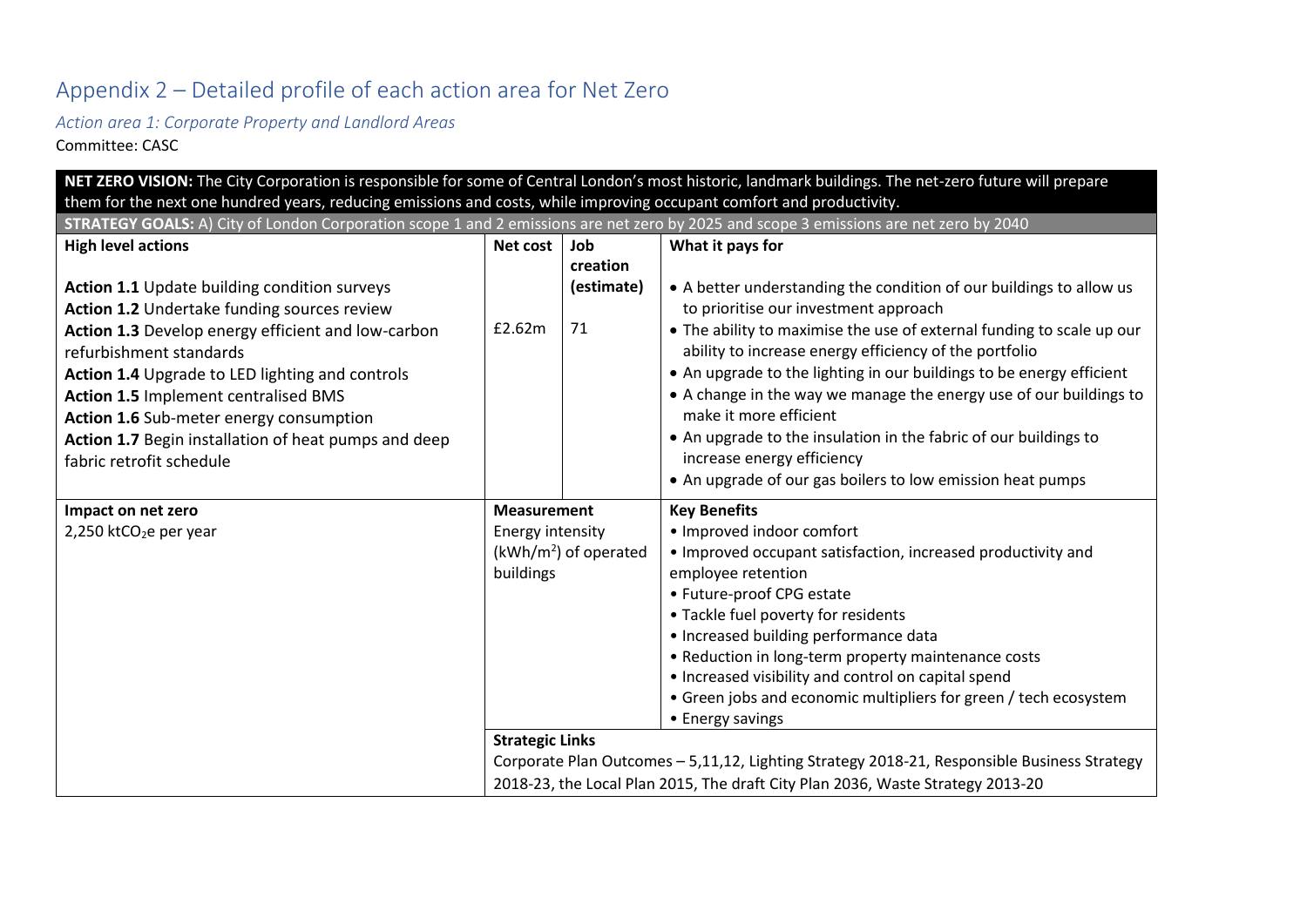# Appendix 2 – Detailed profile of each action area for Net Zero

### *Action area 1: Corporate Property and Landlord Areas*

Committee: CASC

| **NET ZERO VISION:** The City Corporation is responsible for some of Central London's most historic, landmark buildings. The net-zero future will prepare them for the next one hundred years, reducing emissions and costs, while improving occupant comfort and productivity. | | | |
|---|---|---|---|
| **STRATEGY GOALS:** A) City of London Corporation scope 1 and 2 emissions are net zero by 2025 and scope 3 emissions are net zero by 2040 | | | |
| **High level actions** | **Net cost** | **Job creation (estimate)** | **What it pays for** |
| **Action 1.1** Update building condition surveys<br>**Action 1.2** Undertake funding sources review<br>**Action 1.3** Develop energy efficient and low-carbon refurbishment standards<br>**Action 1.4** Upgrade to LED lighting and controls<br>**Action 1.5** Implement centralised BMS<br>**Action 1.6** Sub-meter energy consumption<br>**Action 1.7** Begin installation of heat pumps and deep fabric retrofit schedule | £2.62m | 71 | • A better understanding the condition of our buildings to allow us to prioritise our investment approach<br>• The ability to maximise the use of external funding to scale up our ability to increase energy efficiency of the portfolio<br>• An upgrade to the lighting in our buildings to be energy efficient<br>• A change in the way we manage the energy use of our buildings to make it more efficient<br>• An upgrade to the insulation in the fabric of our buildings to increase energy efficiency<br>• An upgrade of our gas boilers to low emission heat pumps |
| **Impact on net zero**<br>2,250 kt$CO_2$e per year | **Measurement**<br>Energy intensity (kWh/$m^2$) of operated buildings | | **Key Benefits**<br>• Improved indoor comfort<br>• Improved occupant satisfaction, increased productivity and employee retention<br>• Future-proof CPG estate<br>• Tackle fuel poverty for residents<br>• Increased building performance data<br>• Reduction in long-term property maintenance costs<br>• Increased visibility and control on capital spend<br>• Green jobs and economic multipliers for green / tech ecosystem<br>• Energy savings |
| | **Strategic Links**<br>Corporate Plan Outcomes – 5,11,12, Lighting Strategy 2018-21, Responsible Business Strategy 2018-23, the Local Plan 2015, The draft City Plan 2036, Waste Strategy 2013-20 | | |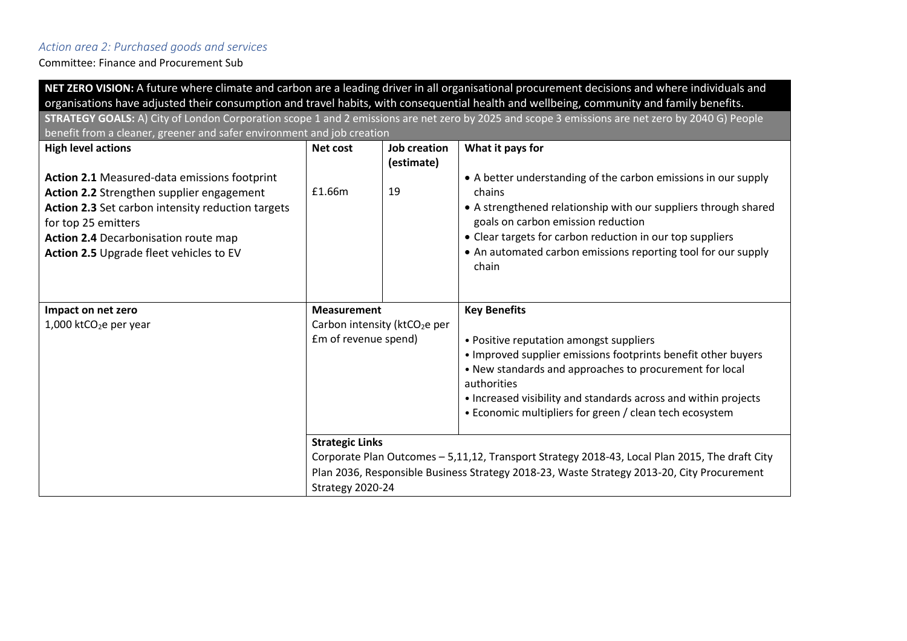*Action area 2: Purchased goods and services*

Committee: Finance and Procurement Sub

| **NET ZERO VISION:** A future where climate and carbon are a leading driver in all organisational procurement decisions and where individuals and organisations have adjusted their consumption and travel habits, with consequential health and wellbeing, community and family benefits. | | | |
|---|---|---|---|
| **STRATEGY GOALS:** A) City of London Corporation scope 1 and 2 emissions are net zero by 2025 and scope 3 emissions are net zero by 2040 G) People benefit from a cleaner, greener and safer environment and job creation | | | |
| **High level actions**<br><br>**Action 2.1** Measured-data emissions footprint<br>**Action 2.2** Strengthen supplier engagement<br>**Action 2.3** Set carbon intensity reduction targets for top 25 emitters<br>**Action 2.4** Decarbonisation route map<br>**Action 2.5** Upgrade fleet vehicles to EV | **Net cost**<br><br>£1.66m | **Job creation (estimate)**<br><br>19 | **What it pays for**<br><br>• A better understanding of the carbon emissions in our supply chains<br>• A strengthened relationship with our suppliers through shared goals on carbon emission reduction<br>• Clear targets for carbon reduction in our top suppliers<br>• An automated carbon emissions reporting tool for our supply chain |
| **Impact on net zero**<br>1,000 kt$CO_2$e per year | **Measurement**<br>Carbon intensity (kt$CO_2$e per £m of revenue spend) | | **Key Benefits**<br><br>• Positive reputation amongst suppliers<br>• Improved supplier emissions footprints benefit other buyers<br>• New standards and approaches to procurement for local authorities<br>• Increased visibility and standards across and within projects<br>• Economic multipliers for green / clean tech ecosystem |
| | **Strategic Links**<br>Corporate Plan Outcomes – 5,11,12, Transport Strategy 2018-43, Local Plan 2015, The draft City Plan 2036, Responsible Business Strategy 2018-23, Waste Strategy 2013-20, City Procurement Strategy 2020-24 | | |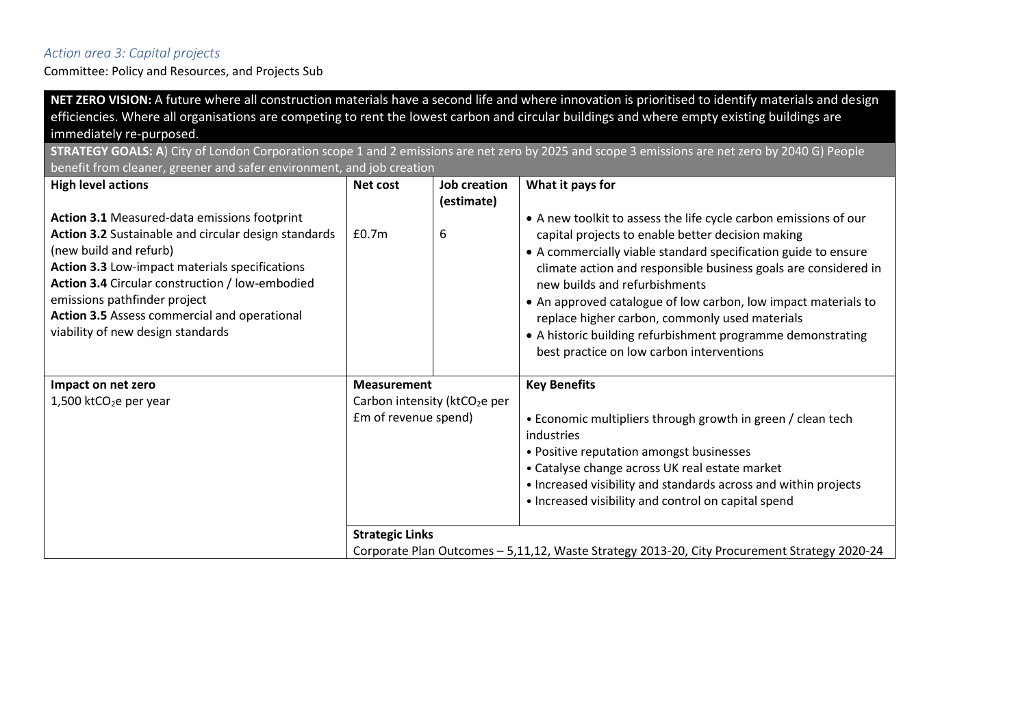### *Action area 3: Capital projects*

Committee: Policy and Resources, and Projects Sub

**NET ZERO VISION:** A future where all construction materials have a second life and where innovation is prioritised to identify materials and design efficiencies. Where all organisations are competing to rent the lowest carbon and circular buildings and where empty existing buildings are immediately re-purposed.

**STRATEGY GOALS: A**) City of London Corporation scope 1 and 2 emissions are net zero by 2025 and scope 3 emissions are net zero by 2040 G) People benefit from cleaner, greener and safer environment, and job creation

| High level actions | Net cost | Job creation (estimate) | What it pays for |
| --- | --- | --- | --- |
| **Action 3.1** Measured-data emissions footprint<br>**Action 3.2** Sustainable and circular design standards (new build and refurb)<br>**Action 3.3** Low-impact materials specifications<br>**Action 3.4** Circular construction / low-embodied emissions pathfinder project<br>**Action 3.5** Assess commercial and operational viability of new design standards | £0.7m | 6 | • A new toolkit to assess the life cycle carbon emissions of our capital projects to enable better decision making<br>• A commercially viable standard specification guide to ensure climate action and responsible business goals are considered in new builds and refurbishments<br>• An approved catalogue of low carbon, low impact materials to replace higher carbon, commonly used materials<br>• A historic building refurbishment programme demonstrating best practice on low carbon interventions |
| **Impact on net zero**<br>1,500 kt$CO_2$e per year | **Measurement**<br>Carbon intensity (kt$CO_2$e per £m of revenue spend) | | **Key Benefits**<br>• Economic multipliers through growth in green / clean tech industries<br>• Positive reputation amongst businesses<br>• Catalyse change across UK real estate market<br>• Increased visibility and standards across and within projects<br>• Increased visibility and control on capital spend |
| | **Strategic Links**<br>Corporate Plan Outcomes – 5,11,12, Waste Strategy 2013-20, City Procurement Strategy 2020-24 | | |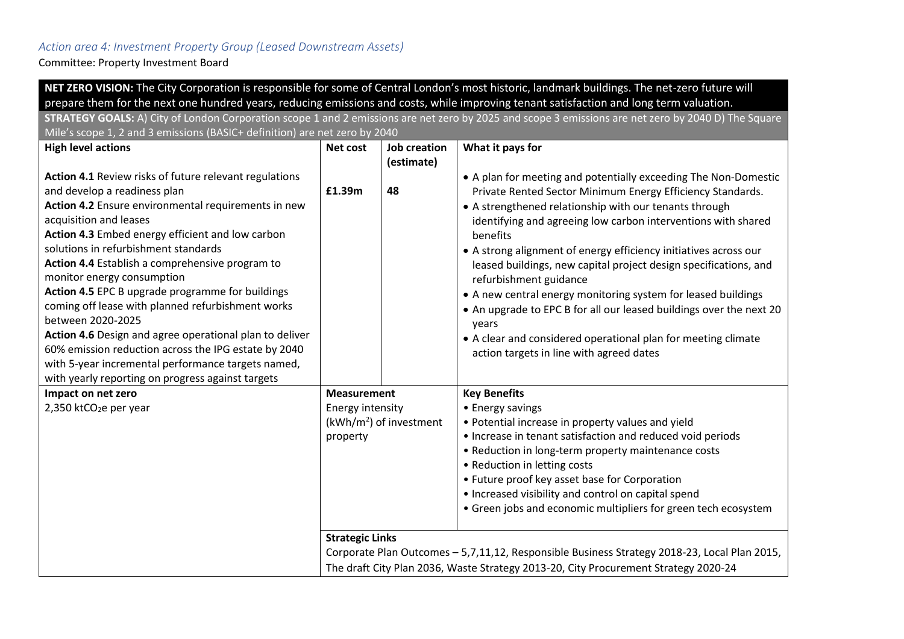*Action area 4: Investment Property Group (Leased Downstream Assets)*

Committee: Property Investment Board

| **NET ZERO VISION:** The City Corporation is responsible for some of Central London's most historic, landmark buildings. The net-zero future will prepare them for the next one hundred years, reducing emissions and costs, while improving tenant satisfaction and long term valuation. | | | |
|---|---|---|---|
| **STRATEGY GOALS:** A) City of London Corporation scope 1 and 2 emissions are net zero by 2025 and scope 3 emissions are net zero by 2040 D) The Square Mile's scope 1, 2 and 3 emissions (BASIC+ definition) are net zero by 2040 | | | |
| **High level actions** | **Net cost** | **Job creation (estimate)** | **What it pays for** |
| **Action 4.1** Review risks of future relevant regulations and develop a readiness plan<br>**Action 4.2** Ensure environmental requirements in new acquisition and leases<br>**Action 4.3** Embed energy efficient and low carbon solutions in refurbishment standards<br>**Action 4.4** Establish a comprehensive program to monitor energy consumption<br>**Action 4.5** EPC B upgrade programme for buildings coming off lease with planned refurbishment works between 2020-2025<br>**Action 4.6** Design and agree operational plan to deliver 60% emission reduction across the IPG estate by 2040 with 5-year incremental performance targets named, with yearly reporting on progress against targets | **£1.39m** | **48** | • A plan for meeting and potentially exceeding The Non-Domestic Private Rented Sector Minimum Energy Efficiency Standards.<br>• A strengthened relationship with our tenants through identifying and agreeing low carbon interventions with shared benefits<br>• A strong alignment of energy efficiency initiatives across our leased buildings, new capital project design specifications, and refurbishment guidance<br>• A new central energy monitoring system for leased buildings<br>• An upgrade to EPC B for all our leased buildings over the next 20 years<br>• A clear and considered operational plan for meeting climate action targets in line with agreed dates |
| **Impact on net zero**<br>2,350 kt$CO_2$e per year | **Measurement**<br>Energy intensity (kWh/$m^2$) of investment property | | **Key Benefits**<br>• Energy savings<br>• Potential increase in property values and yield<br>• Increase in tenant satisfaction and reduced void periods<br>• Reduction in long-term property maintenance costs<br>• Reduction in letting costs<br>• Future proof key asset base for Corporation<br>• Increased visibility and control on capital spend<br>• Green jobs and economic multipliers for green tech ecosystem |
| | **Strategic Links**<br>Corporate Plan Outcomes – 5,7,11,12, Responsible Business Strategy 2018-23, Local Plan 2015, The draft City Plan 2036, Waste Strategy 2013-20, City Procurement Strategy 2020-24 | | |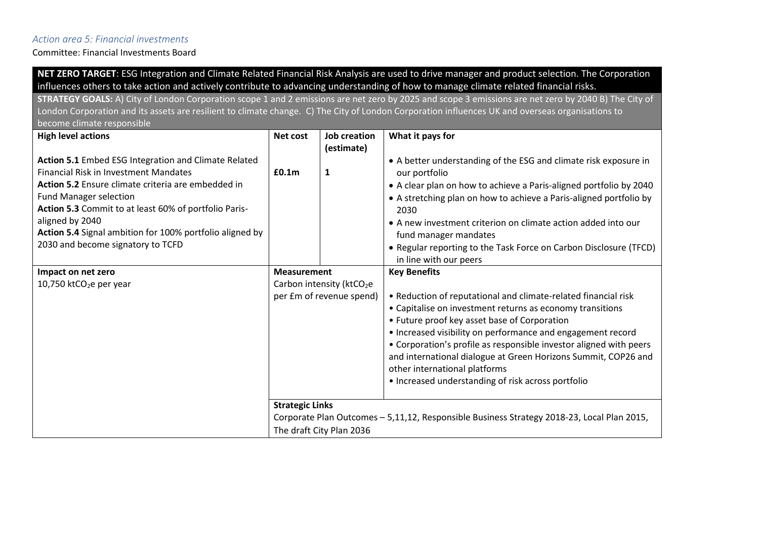*Action area 5: Financial investments*

Committee: Financial Investments Board

| **NET ZERO TARGET**: ESG Integration and Climate Related Financial Risk Analysis are used to drive manager and product selection. The Corporation influences others to take action and actively contribute to advancing understanding of how to manage climate related financial risks. | | | |
|---|---|---|---|
| **STRATEGY GOALS:** A) City of London Corporation scope 1 and 2 emissions are net zero by 2025 and scope 3 emissions are net zero by 2040 B) The City of London Corporation and its assets are resilient to climate change. C) The City of London Corporation influences UK and overseas organisations to become climate responsible | | | |
| **High level actions**<br><br>**Action 5.1** Embed ESG Integration and Climate Related Financial Risk in Investment Mandates<br>**Action 5.2** Ensure climate criteria are embedded in Fund Manager selection<br>**Action 5.3** Commit to at least 60% of portfolio Paris-aligned by 2040<br>**Action 5.4** Signal ambition for 100% portfolio aligned by 2030 and become signatory to TCFD | **Net cost**<br><br>**£0.1m** | **Job creation (estimate)**<br><br>**1** | **What it pays for**<br><br>• A better understanding of the ESG and climate risk exposure in our portfolio<br>• A clear plan on how to achieve a Paris-aligned portfolio by 2040<br>• A stretching plan on how to achieve a Paris-aligned portfolio by 2030<br>• A new investment criterion on climate action added into our fund manager mandates<br>• Regular reporting to the Task Force on Carbon Disclosure (TFCD) in line with our peers |
| **Impact on net zero**<br>10,750 kt$CO_2$e per year | **Measurement**<br>Carbon intensity (kt$CO_2$e per £m of revenue spend) | | **Key Benefits**<br><br>• Reduction of reputational and climate-related financial risk<br>• Capitalise on investment returns as economy transitions<br>• Future proof key asset base of Corporation<br>• Increased visibility on performance and engagement record<br>• Corporation's profile as responsible investor aligned with peers and international dialogue at Green Horizons Summit, COP26 and other international platforms<br>• Increased understanding of risk across portfolio |
| | **Strategic Links**<br>Corporate Plan Outcomes – 5,11,12, Responsible Business Strategy 2018-23, Local Plan 2015, The draft City Plan 2036 | | |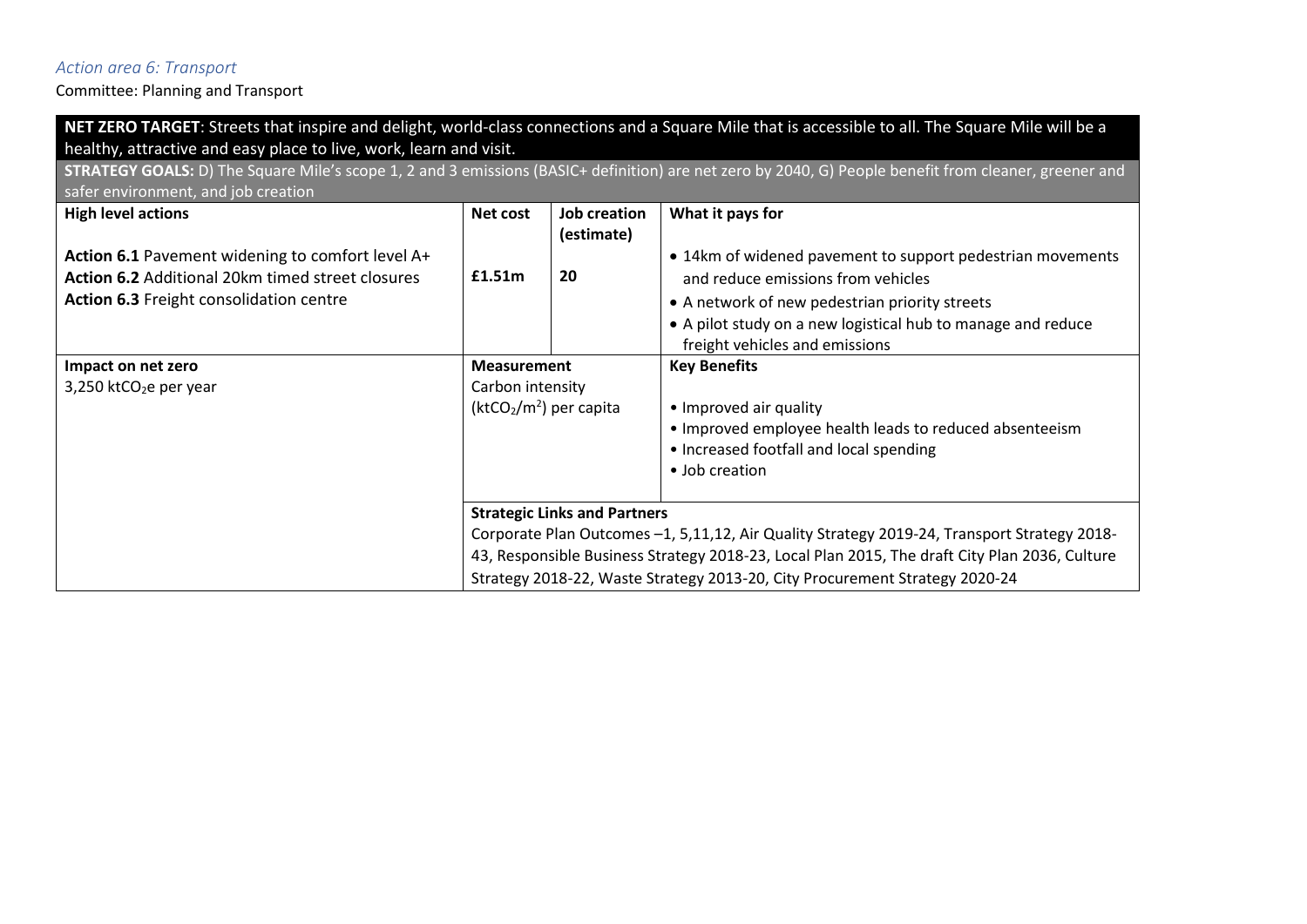*Action area 6: Transport*

Committee: Planning and Transport

| **NET ZERO TARGET**: Streets that inspire and delight, world-class connections and a Square Mile that is accessible to all. The Square Mile will be a healthy, attractive and easy place to live, work, learn and visit. | | | |
|---|---|---|---|
| **STRATEGY GOALS:** D) The Square Mile's scope 1, 2 and 3 emissions (BASIC+ definition) are net zero by 2040, G) People benefit from cleaner, greener and safer environment, and job creation | | | |
| **High level actions**<br><br>**Action 6.1** Pavement widening to comfort level A+<br>**Action 6.2** Additional 20km timed street closures<br>**Action 6.3** Freight consolidation centre | **Net cost**<br><br>**£1.51m** | **Job creation (estimate)**<br><br>**20** | **What it pays for**<br><br>• 14km of widened pavement to support pedestrian movements and reduce emissions from vehicles<br>• A network of new pedestrian priority streets<br>• A pilot study on a new logistical hub to manage and reduce freight vehicles and emissions |
| **Impact on net zero**<br>3,250 $ktCO_2e$ per year | **Measurement**<br>Carbon intensity ($ktCO_2/m^2$) per capita | | **Key Benefits**<br><br>• Improved air quality<br>• Improved employee health leads to reduced absenteeism<br>• Increased footfall and local spending<br>• Job creation |
| | **Strategic Links and Partners**<br>Corporate Plan Outcomes –1, 5,11,12, Air Quality Strategy 2019-24, Transport Strategy 2018-43, Responsible Business Strategy 2018-23, Local Plan 2015, The draft City Plan 2036, Culture Strategy 2018-22, Waste Strategy 2013-20, City Procurement Strategy 2020-24 | | |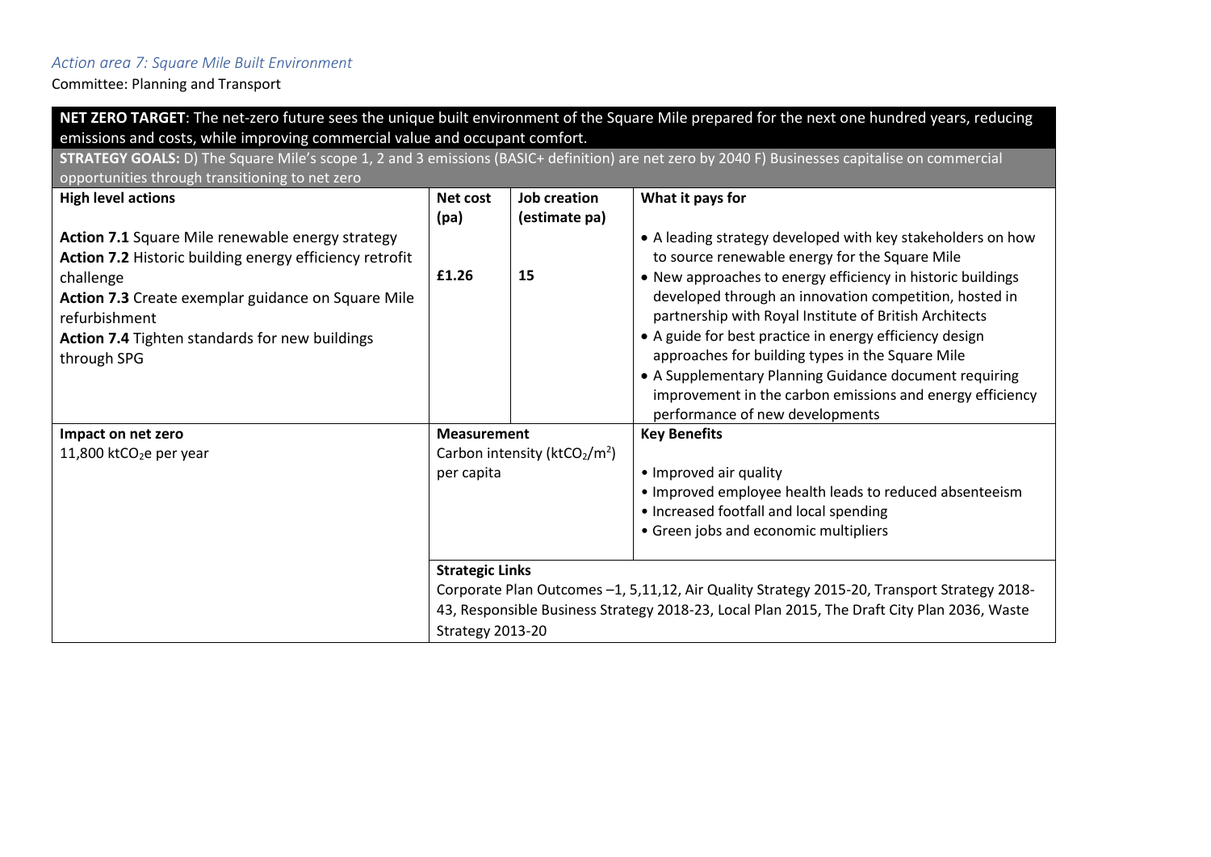*Action area 7: Square Mile Built Environment*

Committee: Planning and Transport

| **NET ZERO TARGET**: The net-zero future sees the unique built environment of the Square Mile prepared for the next one hundred years, reducing emissions and costs, while improving commercial value and occupant comfort. | | | |
|---|---|---|---|
| **STRATEGY GOALS:** D) The Square Mile's scope 1, 2 and 3 emissions (BASIC+ definition) are net zero by 2040 F) Businesses capitalise on commercial opportunities through transitioning to net zero | | | |
| **High level actions** | **Net cost (pa)** | **Job creation (estimate pa)** | **What it pays for** |
| **Action 7.1** Square Mile renewable energy strategy<br>**Action 7.2** Historic building energy efficiency retrofit challenge<br>**Action 7.3** Create exemplar guidance on Square Mile refurbishment<br>**Action 7.4** Tighten standards for new buildings through SPG | **£1.26** | **15** | • A leading strategy developed with key stakeholders on how to source renewable energy for the Square Mile<br>• New approaches to energy efficiency in historic buildings developed through an innovation competition, hosted in partnership with Royal Institute of British Architects<br>• A guide for best practice in energy efficiency design approaches for building types in the Square Mile<br>• A Supplementary Planning Guidance document requiring improvement in the carbon emissions and energy efficiency performance of new developments |
| **Impact on net zero**<br>11,800 kt$CO_2$e per year | **Measurement**<br>Carbon intensity (kt$CO_2$/$m^2$) per capita | | **Key Benefits**<br>• Improved air quality<br>• Improved employee health leads to reduced absenteeism<br>• Increased footfall and local spending<br>• Green jobs and economic multipliers |
| | **Strategic Links**<br>Corporate Plan Outcomes –1, 5,11,12, Air Quality Strategy 2015-20, Transport Strategy 2018-43, Responsible Business Strategy 2018-23, Local Plan 2015, The Draft City Plan 2036, Waste Strategy 2013-20 | | |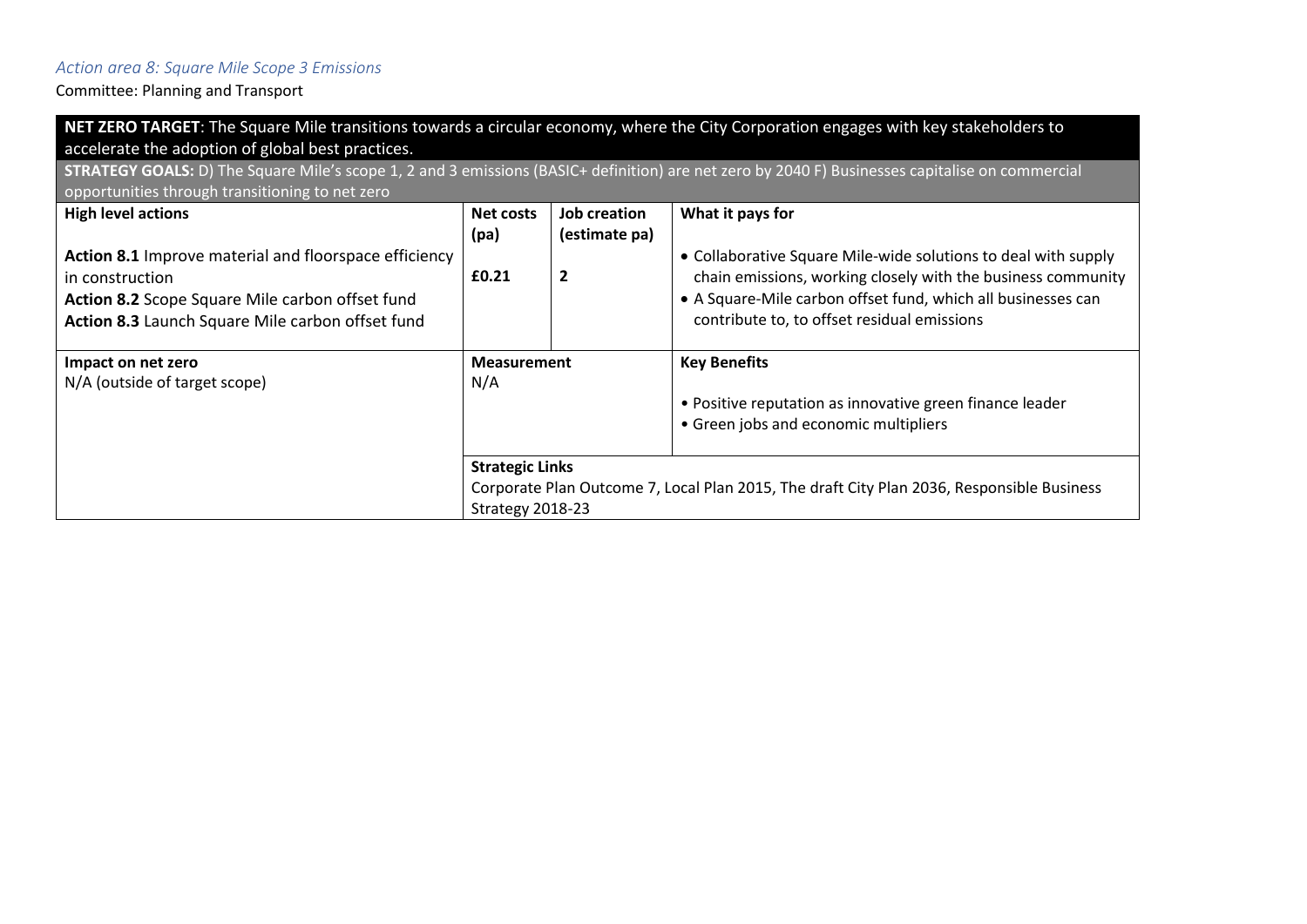*Action area 8: Square Mile Scope 3 Emissions*

Committee: Planning and Transport

| **NET ZERO TARGET**: The Square Mile transitions towards a circular economy, where the City Corporation engages with key stakeholders to accelerate the adoption of global best practices. | | | |
|---|---|---|---|
| **STRATEGY GOALS:** D) The Square Mile's scope 1, 2 and 3 emissions (BASIC+ definition) are net zero by 2040 F) Businesses capitalise on commercial opportunities through transitioning to net zero | | | |
| **High level actions**<br><br>**Action 8.1** Improve material and floorspace efficiency in construction<br>**Action 8.2** Scope Square Mile carbon offset fund<br>**Action 8.3** Launch Square Mile carbon offset fund | **Net costs (pa)**<br><br>**£0.21** | **Job creation (estimate pa)**<br><br>**2** | **What it pays for**<br><br>• Collaborative Square Mile-wide solutions to deal with supply chain emissions, working closely with the business community<br>• A Square-Mile carbon offset fund, which all businesses can contribute to, to offset residual emissions |
| **Impact on net zero**<br>N/A (outside of target scope) | **Measurement**<br>N/A | | **Key Benefits**<br><br>• Positive reputation as innovative green finance leader<br>• Green jobs and economic multipliers |
| | **Strategic Links**<br>Corporate Plan Outcome 7, Local Plan 2015, The draft City Plan 2036, Responsible Business Strategy 2018-23 | | |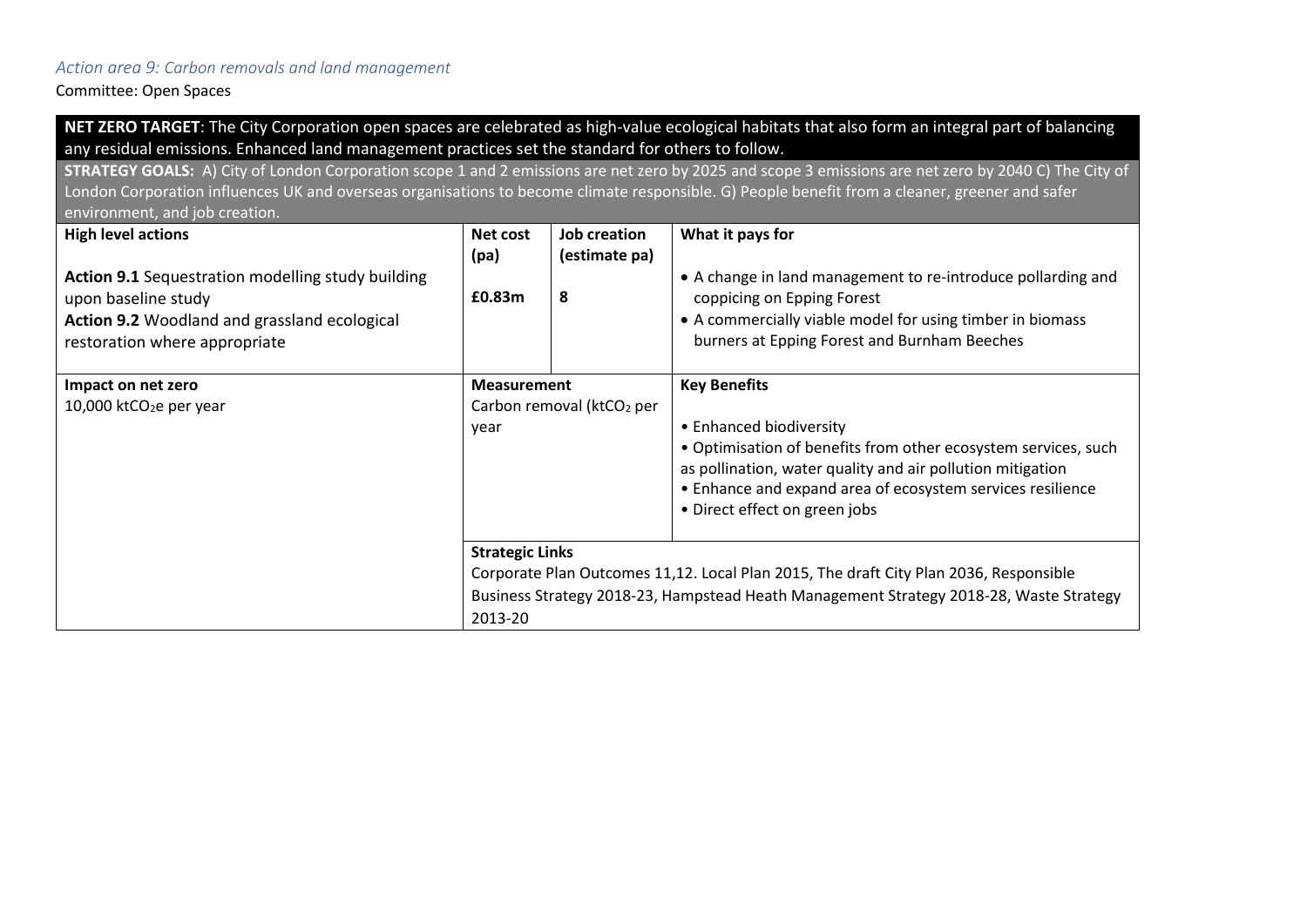*Action area 9: Carbon removals and land management*

Committee: Open Spaces

| **NET ZERO TARGET**: The City Corporation open spaces are celebrated as high-value ecological habitats that also form an integral part of balancing any residual emissions. Enhanced land management practices set the standard for others to follow. | | | |
|---|---|---|---|
| **STRATEGY GOALS:** A) City of London Corporation scope 1 and 2 emissions are net zero by 2025 and scope 3 emissions are net zero by 2040 C) The City of London Corporation influences UK and overseas organisations to become climate responsible. G) People benefit from a cleaner, greener and safer environment, and job creation. | | | |
| **High level actions**<br><br>**Action 9.1** Sequestration modelling study building upon baseline study<br>**Action 9.2** Woodland and grassland ecological restoration where appropriate | **Net cost (pa)**<br><br>**£0.83m** | **Job creation (estimate pa)**<br><br>**8** | **What it pays for**<br><br>• A change in land management to re-introduce pollarding and coppicing on Epping Forest<br>• A commercially viable model for using timber in biomass burners at Epping Forest and Burnham Beeches |
| **Impact on net zero**<br>10,000 kt$CO_2$e per year | **Measurement**<br>Carbon removal (kt$CO_2$ per year | | **Key Benefits**<br><br>• Enhanced biodiversity<br>• Optimisation of benefits from other ecosystem services, such as pollination, water quality and air pollution mitigation<br>• Enhance and expand area of ecosystem services resilience<br>• Direct effect on green jobs |
| | **Strategic Links**<br>Corporate Plan Outcomes 11,12. Local Plan 2015, The draft City Plan 2036, Responsible Business Strategy 2018-23, Hampstead Heath Management Strategy 2018-28, Waste Strategy 2013-20 | | |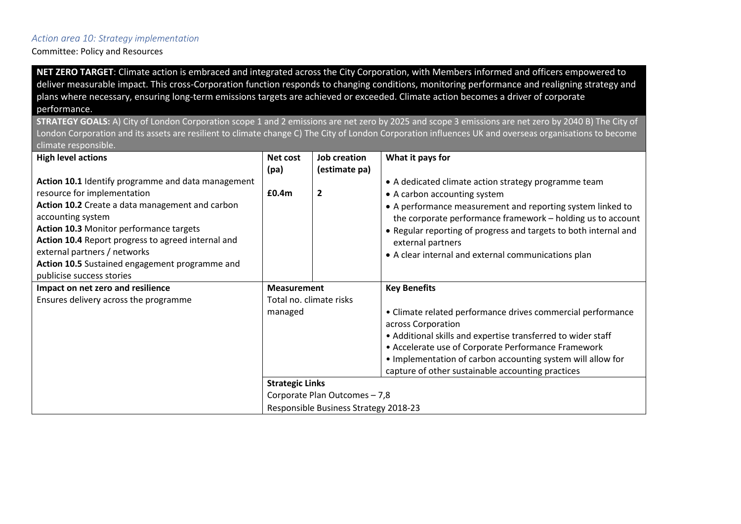*Action area 10: Strategy implementation*

Committee: Policy and Resources

**NET ZERO TARGET**: Climate action is embraced and integrated across the City Corporation, with Members informed and officers empowered to deliver measurable impact. This cross-Corporation function responds to changing conditions, monitoring performance and realigning strategy and plans where necessary, ensuring long-term emissions targets are achieved or exceeded. Climate action becomes a driver of corporate performance.

**STRATEGY GOALS:** A) City of London Corporation scope 1 and 2 emissions are net zero by 2025 and scope 3 emissions are net zero by 2040 B) The City of London Corporation and its assets are resilient to climate change C) The City of London Corporation influences UK and overseas organisations to become climate responsible.

| **High level actions** | **Net cost (pa)** | **Job creation (estimate pa)** | **What it pays for** |
|---|---|---|---|
| **Action 10.1** Identify programme and data management resource for implementation<br>**Action 10.2** Create a data management and carbon accounting system<br>**Action 10.3** Monitor performance targets<br>**Action 10.4** Report progress to agreed internal and external partners / networks<br>**Action 10.5** Sustained engagement programme and publicise success stories | **£0.4m** | **2** | • A dedicated climate action strategy programme team<br>• A carbon accounting system<br>• A performance measurement and reporting system linked to the corporate performance framework – holding us to account<br>• Regular reporting of progress and targets to both internal and external partners<br>• A clear internal and external communications plan |
| **Impact on net zero and resilience** | **Measurement** | | **Key Benefits** |
| Ensures delivery across the programme | Total no. climate risks managed | | • Climate related performance drives commercial performance across Corporation<br>• Additional skills and expertise transferred to wider staff<br>• Accelerate use of Corporate Performance Framework<br>• Implementation of carbon accounting system will allow for capture of other sustainable accounting practices |
| | **Strategic Links** | | |
| | Corporate Plan Outcomes – 7,8<br>Responsible Business Strategy 2018-23 | | |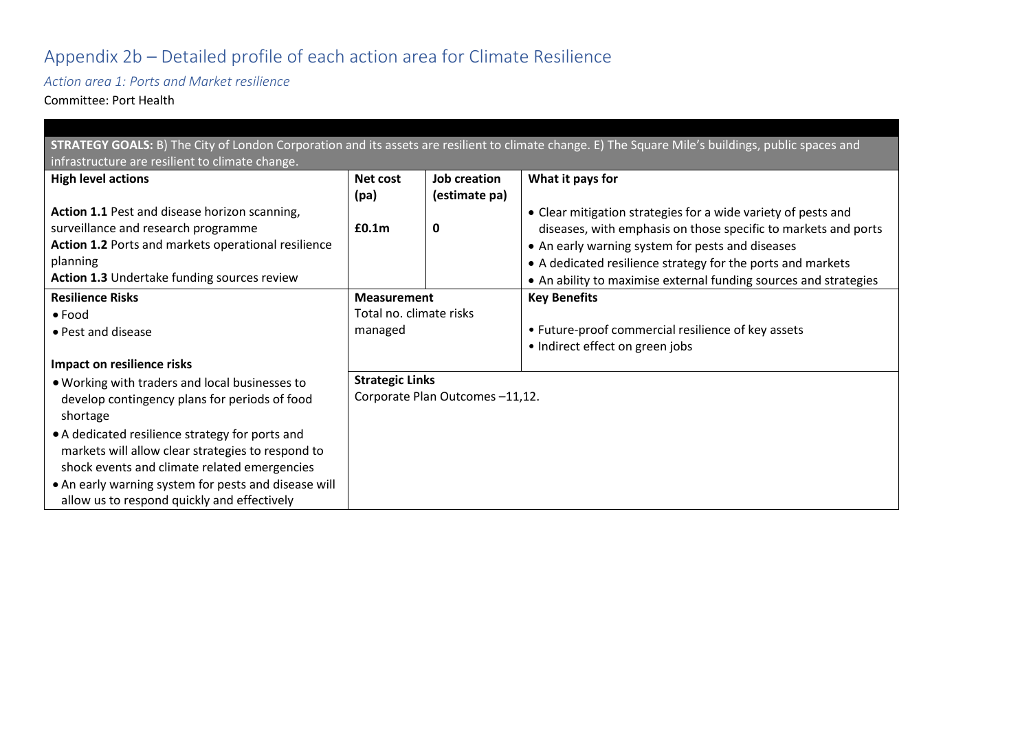# Appendix 2b – Detailed profile of each action area for Climate Resilience

*Action area 1: Ports and Market resilience*

Committee: Port Health

| STRATEGY GOALS: B) The City of London Corporation and its assets are resilient to climate change. E) The Square Mile's buildings, public spaces and infrastructure are resilient to climate change. | | | |
|---|---|---|---|
| **High level actions**<br><br>**Action 1.1** Pest and disease horizon scanning, surveillance and research programme<br>**Action 1.2** Ports and markets operational resilience planning<br>**Action 1.3** Undertake funding sources review | **Net cost (pa)**<br><br>**£0.1m** | **Job creation (estimate pa)**<br><br>**0** | **What it pays for**<br><br>• Clear mitigation strategies for a wide variety of pests and diseases, with emphasis on those specific to markets and ports<br>• An early warning system for pests and diseases<br>• A dedicated resilience strategy for the ports and markets<br>• An ability to maximise external funding sources and strategies |
| **Resilience Risks**<br>• Food<br>• Pest and disease<br><br>**Impact on resilience risks**<br>• Working with traders and local businesses to develop contingency plans for periods of food shortage<br>• A dedicated resilience strategy for ports and markets will allow clear strategies to respond to shock events and climate related emergencies<br>• An early warning system for pests and disease will allow us to respond quickly and effectively | **Measurement**<br>Total no. climate risks managed<br><br>**Strategic Links**<br>Corporate Plan Outcomes –11,12. | | **Key Benefits**<br><br>• Future-proof commercial resilience of key assets<br>• Indirect effect on green jobs |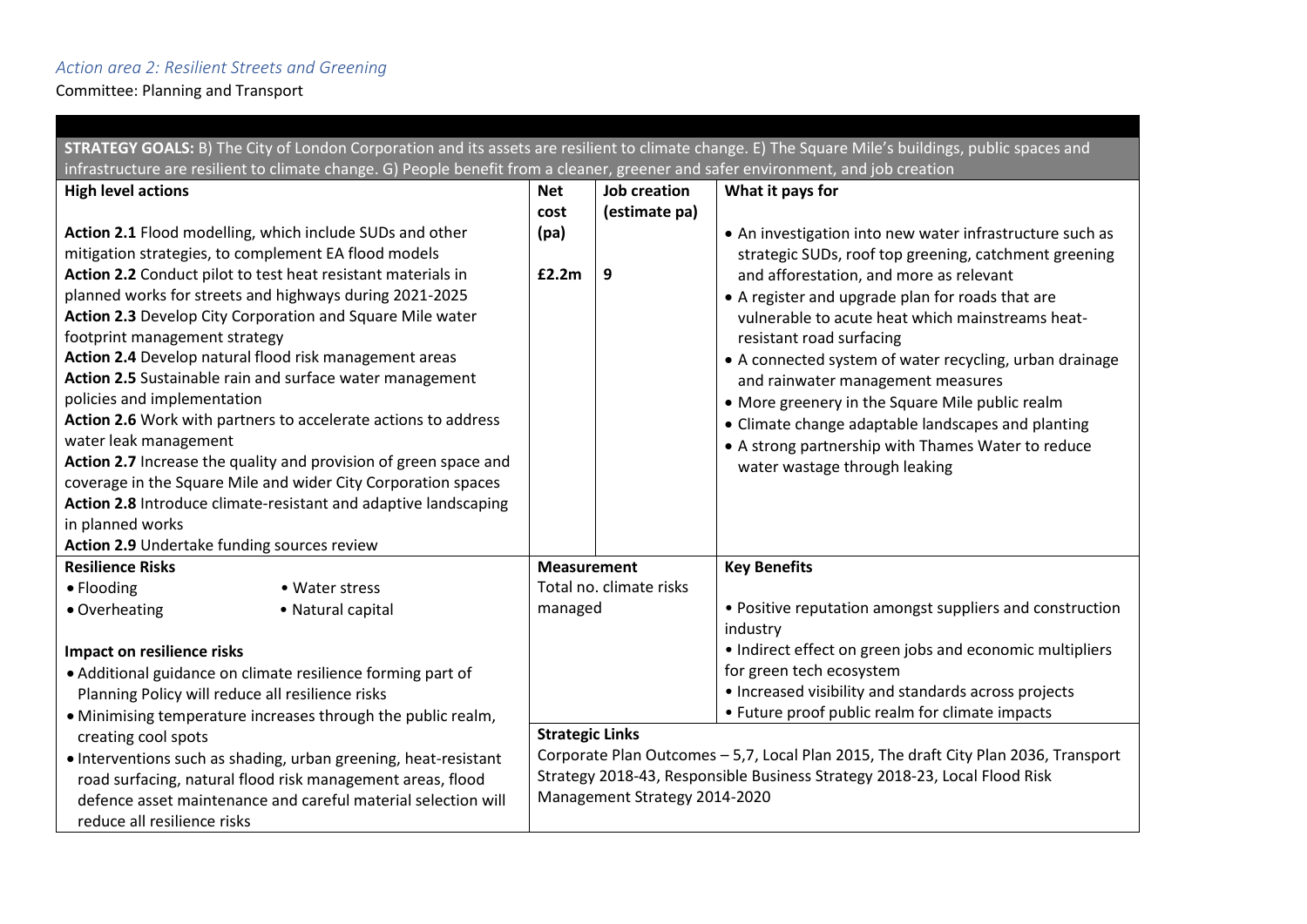*Action area 2: Resilient Streets and Greening*

Committee: Planning and Transport

**STRATEGY GOALS:** B) The City of London Corporation and its assets are resilient to climate change. E) The Square Mile's buildings, public spaces and infrastructure are resilient to climate change. G) People benefit from a cleaner, greener and safer environment, and job creation

| High level actions | Net cost (pa) | Job creation (estimate pa) | What it pays for |
|---|---|---|---|
| **Action 2.1** Flood modelling, which include SUDs and other mitigation strategies, to complement EA flood models<br>**Action 2.2** Conduct pilot to test heat resistant materials in planned works for streets and highways during 2021-2025<br>**Action 2.3** Develop City Corporation and Square Mile water footprint management strategy<br>**Action 2.4** Develop natural flood risk management areas<br>**Action 2.5** Sustainable rain and surface water management policies and implementation<br>**Action 2.6** Work with partners to accelerate actions to address water leak management<br>**Action 2.7** Increase the quality and provision of green space and coverage in the Square Mile and wider City Corporation spaces<br>**Action 2.8** Introduce climate-resistant and adaptive landscaping in planned works<br>**Action 2.9** Undertake funding sources review | **£2.2m** | **9** | • An investigation into new water infrastructure such as strategic SUDs, roof top greening, catchment greening and afforestation, and more as relevant<br>• A register and upgrade plan for roads that are vulnerable to acute heat which mainstreams heat-resistant road surfacing<br>• A connected system of water recycling, urban drainage and rainwater management measures<br>• More greenery in the Square Mile public realm<br>• Climate change adaptable landscapes and planting<br>• A strong partnership with Thames Water to reduce water wastage through leaking |

| Resilience Risks | Measurement | Key Benefits |
|---|---|---|
| • Flooding<br>• Overheating<br>• Water stress<br>• Natural capital<br><br>**Impact on resilience risks**<br>• Additional guidance on climate resilience forming part of Planning Policy will reduce all resilience risks<br>• Minimising temperature increases through the public realm, creating cool spots<br>• Interventions such as shading, urban greening, heat-resistant road surfacing, natural flood risk management areas, flood defence asset maintenance and careful material selection will reduce all resilience risks | Total no. climate risks managed | • Positive reputation amongst suppliers and construction industry<br>• Indirect effect on green jobs and economic multipliers for green tech ecosystem<br>• Increased visibility and standards across projects<br>• Future proof public realm for climate impacts |
| | **Strategic Links**<br>Corporate Plan Outcomes – 5,7, Local Plan 2015, The draft City Plan 2036, Transport Strategy 2018-43, Responsible Business Strategy 2018-23, Local Flood Risk Management Strategy 2014-2020 | |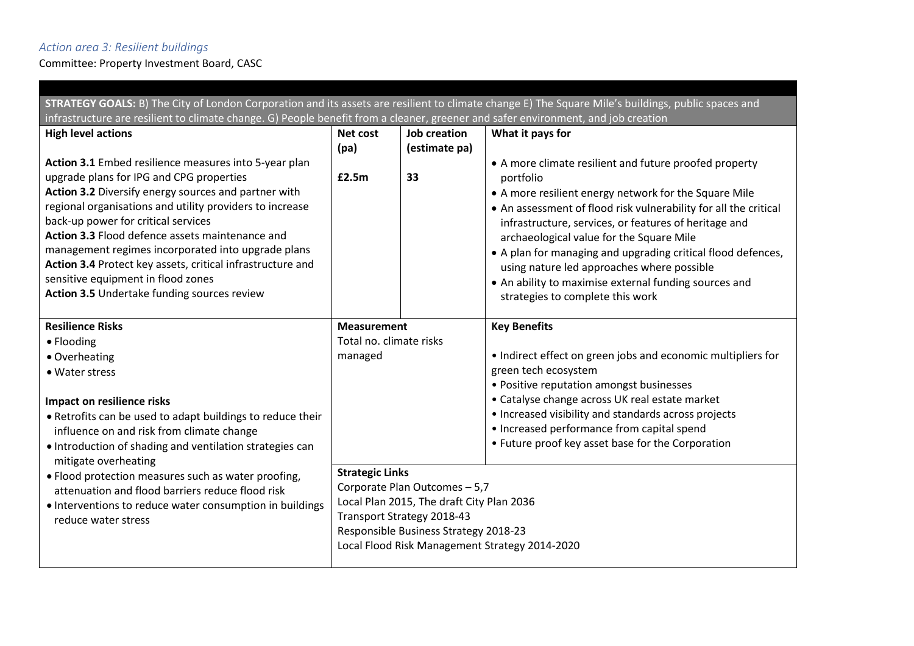*Action area 3: Resilient buildings*

Committee: Property Investment Board, CASC

| **STRATEGY GOALS:** B) The City of London Corporation and its assets are resilient to climate change E) The Square Mile's buildings, public spaces and infrastructure are resilient to climate change. G) People benefit from a cleaner, greener and safer environment, and job creation | | | |
|---|---|---|---|
| **High level actions** | **Net cost (pa)** | **Job creation (estimate pa)** | **What it pays for** |
| **Action 3.1** Embed resilience measures into 5-year plan upgrade plans for IPG and CPG properties<br>**Action 3.2** Diversify energy sources and partner with regional organisations and utility providers to increase back-up power for critical services<br>**Action 3.3** Flood defence assets maintenance and management regimes incorporated into upgrade plans<br>**Action 3.4** Protect key assets, critical infrastructure and sensitive equipment in flood zones<br>**Action 3.5** Undertake funding sources review | **£2.5m** | **33** | • A more climate resilient and future proofed property portfolio<br>• A more resilient energy network for the Square Mile<br>• An assessment of flood risk vulnerability for all the critical infrastructure, services, or features of heritage and archaeological value for the Square Mile<br>• A plan for managing and upgrading critical flood defences, using nature led approaches where possible<br>• An ability to maximise external funding sources and strategies to complete this work |
| **Resilience Risks**<br>• Flooding<br>• Overheating<br>• Water stress<br><br>**Impact on resilience risks**<br>• Retrofits can be used to adapt buildings to reduce their influence on and risk from climate change<br>• Introduction of shading and ventilation strategies can mitigate overheating<br>• Flood protection measures such as water proofing, attenuation and flood barriers reduce flood risk<br>• Interventions to reduce water consumption in buildings reduce water stress | **Measurement**<br>Total no. climate risks managed | | **Key Benefits**<br>• Indirect effect on green jobs and economic multipliers for green tech ecosystem<br>• Positive reputation amongst businesses<br>• Catalyse change across UK real estate market<br>• Increased visibility and standards across projects<br>• Increased performance from capital spend<br>• Future proof key asset base for the Corporation |
| | **Strategic Links**<br>Corporate Plan Outcomes – 5,7<br>Local Plan 2015, The draft City Plan 2036<br>Transport Strategy 2018-43<br>Responsible Business Strategy 2018-23<br>Local Flood Risk Management Strategy 2014-2020 | | |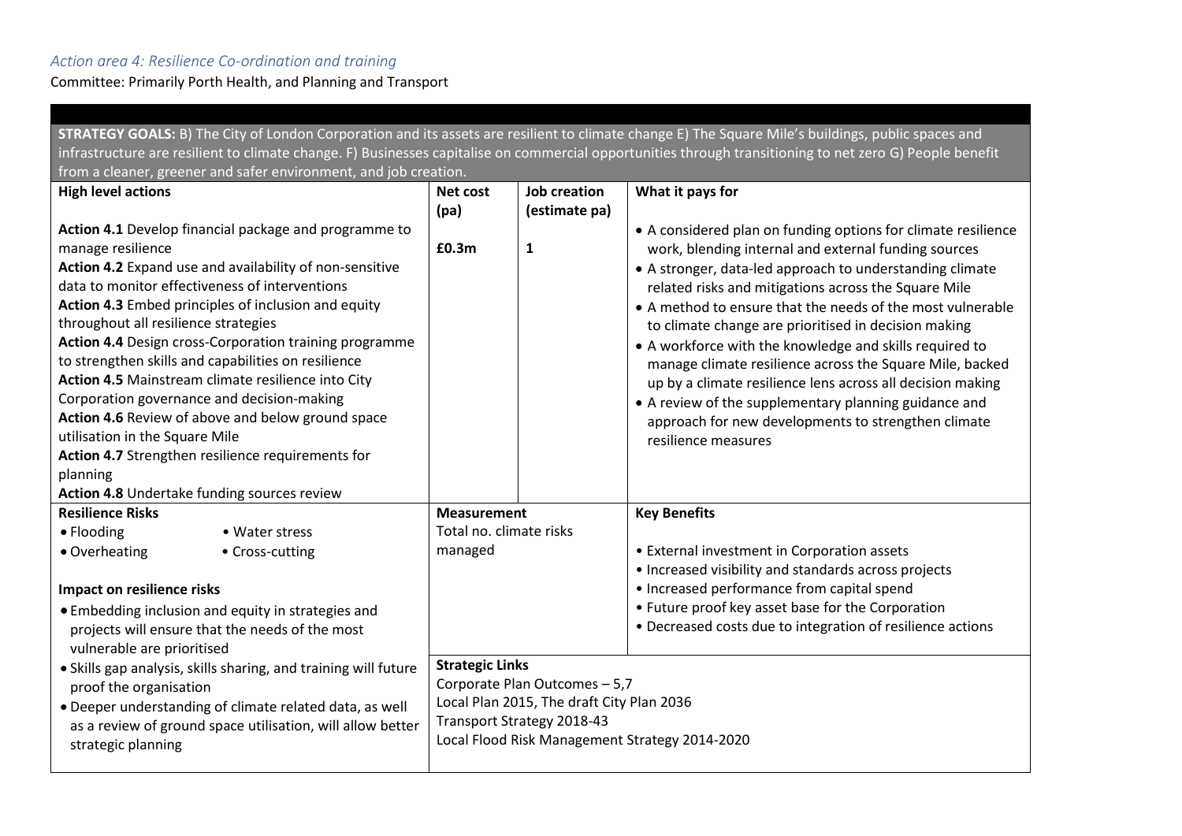*Action area 4: Resilience Co-ordination and training*

Committee: Primarily Porth Health, and Planning and Transport

**STRATEGY GOALS:** B) The City of London Corporation and its assets are resilient to climate change E) The Square Mile's buildings, public spaces and infrastructure are resilient to climate change. F) Businesses capitalise on commercial opportunities through transitioning to net zero G) People benefit from a cleaner, greener and safer environment, and job creation.

| High level actions | Net cost (pa) | Job creation (estimate pa) | What it pays for |
|---|---|---|---|
| **Action 4.1** Develop financial package and programme to manage resilience<br>**Action 4.2** Expand use and availability of non-sensitive data to monitor effectiveness of interventions<br>**Action 4.3** Embed principles of inclusion and equity throughout all resilience strategies<br>**Action 4.4** Design cross-Corporation training programme to strengthen skills and capabilities on resilience<br>**Action 4.5** Mainstream climate resilience into City Corporation governance and decision-making<br>**Action 4.6** Review of above and below ground space utilisation in the Square Mile<br>**Action 4.7** Strengthen resilience requirements for planning<br>**Action 4.8** Undertake funding sources review | **£0.3m** | **1** | • A considered plan on funding options for climate resilience work, blending internal and external funding sources<br>• A stronger, data-led approach to understanding climate related risks and mitigations across the Square Mile<br>• A method to ensure that the needs of the most vulnerable to climate change are prioritised in decision making<br>• A workforce with the knowledge and skills required to manage climate resilience across the Square Mile, backed up by a climate resilience lens across all decision making<br>• A review of the supplementary planning guidance and approach for new developments to strengthen climate resilience measures |

| Resilience Risks | Measurement | Key Benefits |
|---|---|---|
| • Flooding<br>• Overheating<br>• Water stress<br>• Cross-cutting | Total no. climate risks managed | • External investment in Corporation assets<br>• Increased visibility and standards across projects<br>• Increased performance from capital spend<br>• Future proof key asset base for the Corporation<br>• Decreased costs due to integration of resilience actions |
| **Impact on resilience risks**<br>• Embedding inclusion and equity in strategies and projects will ensure that the needs of the most vulnerable are prioritised<br>• Skills gap analysis, skills sharing, and training will future proof the organisation<br>• Deeper understanding of climate related data, as well as a review of ground space utilisation, will allow better strategic planning | **Strategic Links**<br>Corporate Plan Outcomes – 5,7<br>Local Plan 2015, The draft City Plan 2036<br>Transport Strategy 2018-43<br>Local Flood Risk Management Strategy 2014-2020 | |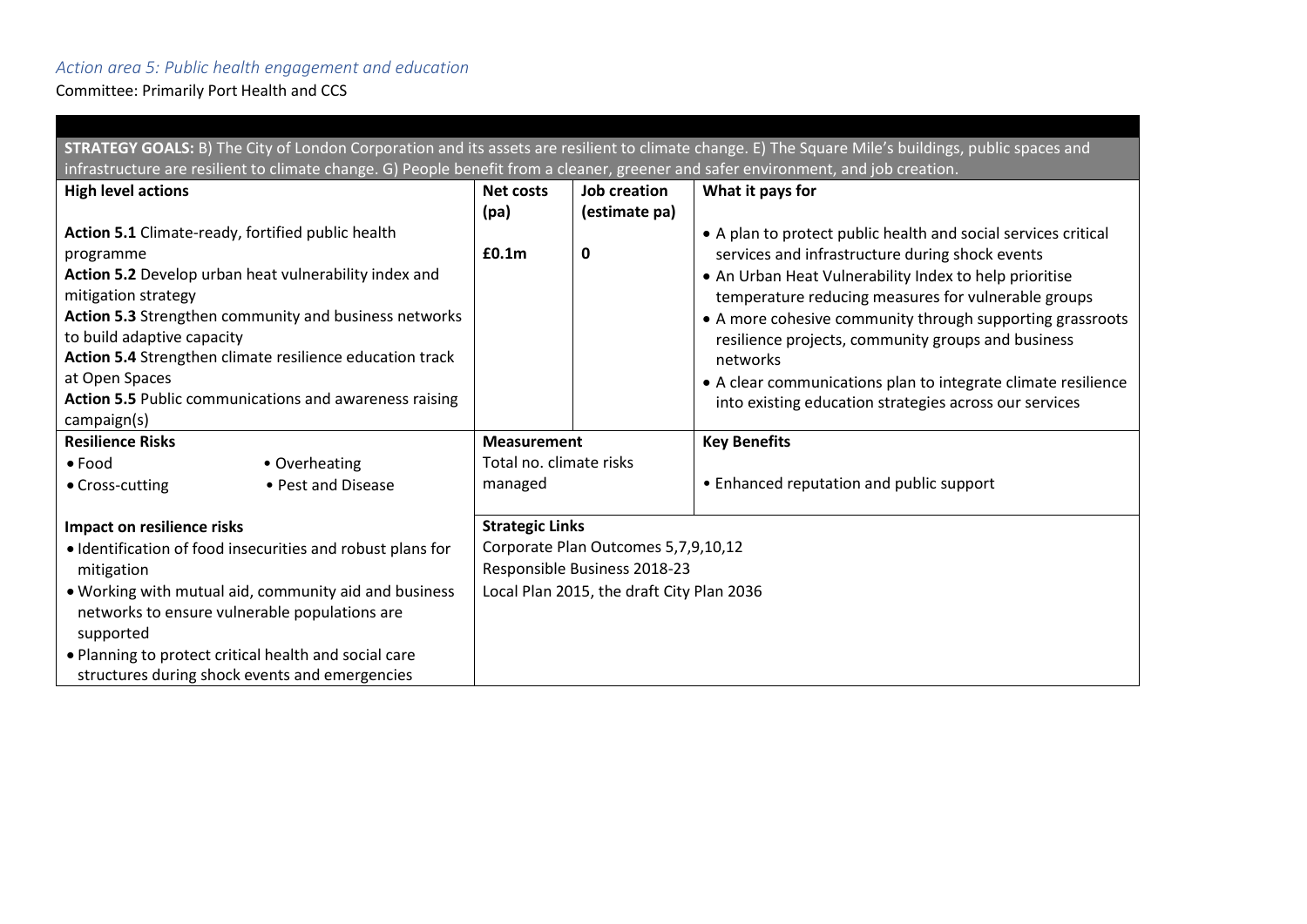*Action area 5: Public health engagement and education*

Committee: Primarily Port Health and CCS

**STRATEGY GOALS:** B) The City of London Corporation and its assets are resilient to climate change. E) The Square Mile's buildings, public spaces and infrastructure are resilient to climate change. G) People benefit from a cleaner, greener and safer environment, and job creation.

| High level actions | Net costs (pa) | Job creation (estimate pa) | What it pays for |
|---|---|---|---|
| **Action 5.1** Climate-ready, fortified public health programme<br>**Action 5.2** Develop urban heat vulnerability index and mitigation strategy<br>**Action 5.3** Strengthen community and business networks to build adaptive capacity<br>**Action 5.4** Strengthen climate resilience education track at Open Spaces<br>**Action 5.5** Public communications and awareness raising campaign(s) | **£0.1m** | **0** | • A plan to protect public health and social services critical services and infrastructure during shock events<br>• An Urban Heat Vulnerability Index to help prioritise temperature reducing measures for vulnerable groups<br>• A more cohesive community through supporting grassroots resilience projects, community groups and business networks<br>• A clear communications plan to integrate climate resilience into existing education strategies across our services |
| **Resilience Risks**<br>• Food<br>• Cross-cutting<br>• Overheating<br>• Pest and Disease | **Measurement**<br>Total no. climate risks managed | | **Key Benefits**<br>• Enhanced reputation and public support |
| **Impact on resilience risks**<br>• Identification of food insecurities and robust plans for mitigation<br>• Working with mutual aid, community aid and business networks to ensure vulnerable populations are supported<br>• Planning to protect critical health and social care structures during shock events and emergencies | **Strategic Links**<br>Corporate Plan Outcomes 5,7,9,10,12<br>Responsible Business 2018-23<br>Local Plan 2015, the draft City Plan 2036 | | |